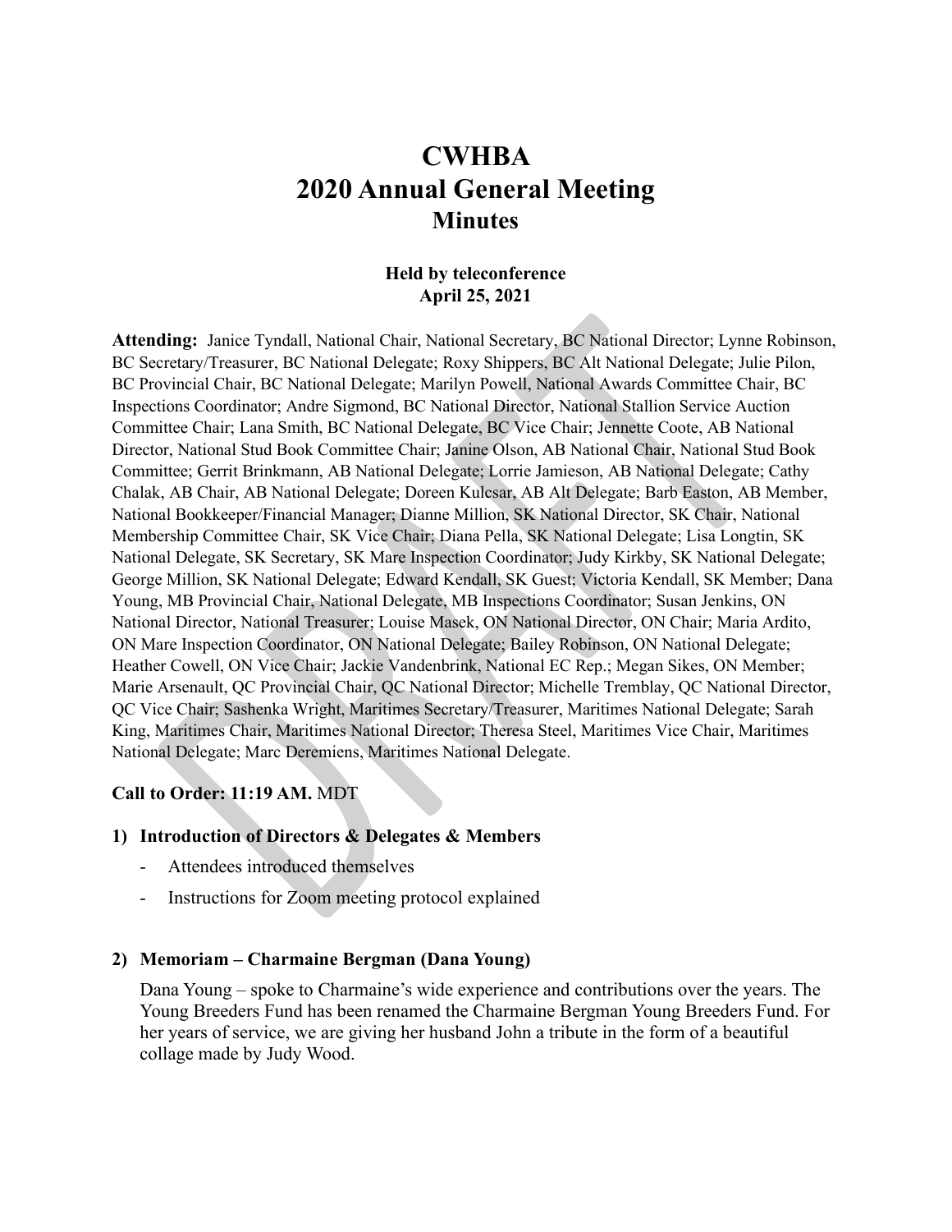# CWHBA
# 2020 Annual General Meeting
## Minutes

### Held by teleconference
### April 25, 2021

**Attending:** Janice Tyndall, National Chair, National Secretary, BC National Director; Lynne Robinson, BC Secretary/Treasurer, BC National Delegate; Roxy Shippers, BC Alt National Delegate; Julie Pilon, BC Provincial Chair, BC National Delegate; Marilyn Powell, National Awards Committee Chair, BC Inspections Coordinator; Andre Sigmond, BC National Director, National Stallion Service Auction Committee Chair; Lana Smith, BC National Delegate, BC Vice Chair; Jennette Coote, AB National Director, National Stud Book Committee Chair; Janine Olson, AB National Chair, National Stud Book Committee; Gerrit Brinkmann, AB National Delegate; Lorrie Jamieson, AB National Delegate; Cathy Chalak, AB Chair, AB National Delegate; Doreen Kulcsar, AB Alt Delegate; Barb Easton, AB Member, National Bookkeeper/Financial Manager; Dianne Million, SK National Director, SK Chair, National Membership Committee Chair, SK Vice Chair; Diana Pella, SK National Delegate; Lisa Longtin, SK National Delegate, SK Secretary, SK Mare Inspection Coordinator; Judy Kirkby, SK National Delegate; George Million, SK National Delegate; Edward Kendall, SK Guest; Victoria Kendall, SK Member; Dana Young, MB Provincial Chair, National Delegate, MB Inspections Coordinator; Susan Jenkins, ON National Director, National Treasurer; Louise Masek, ON National Director, ON Chair; Maria Ardito, ON Mare Inspection Coordinator, ON National Delegate; Bailey Robinson, ON National Delegate; Heather Cowell, ON Vice Chair; Jackie Vandenbrink, National EC Rep.; Megan Sikes, ON Member; Marie Arsenault, QC Provincial Chair, QC National Director; Michelle Tremblay, QC National Director, QC Vice Chair; Sashenka Wright, Maritimes Secretary/Treasurer, Maritimes National Delegate; Sarah King, Maritimes Chair, Maritimes National Director; Theresa Steel, Maritimes Vice Chair, Maritimes National Delegate; Marc Deremiens, Maritimes National Delegate.

**Call to Order: 11:19 AM.** MDT

**1) Introduction of Directors & Delegates & Members**

- Attendees introduced themselves
- Instructions for Zoom meeting protocol explained

**2) Memoriam – Charmaine Bergman (Dana Young)**

Dana Young – spoke to Charmaine's wide experience and contributions over the years. The Young Breeders Fund has been renamed the Charmaine Bergman Young Breeders Fund. For her years of service, we are giving her husband John a tribute in the form of a beautiful collage made by Judy Wood.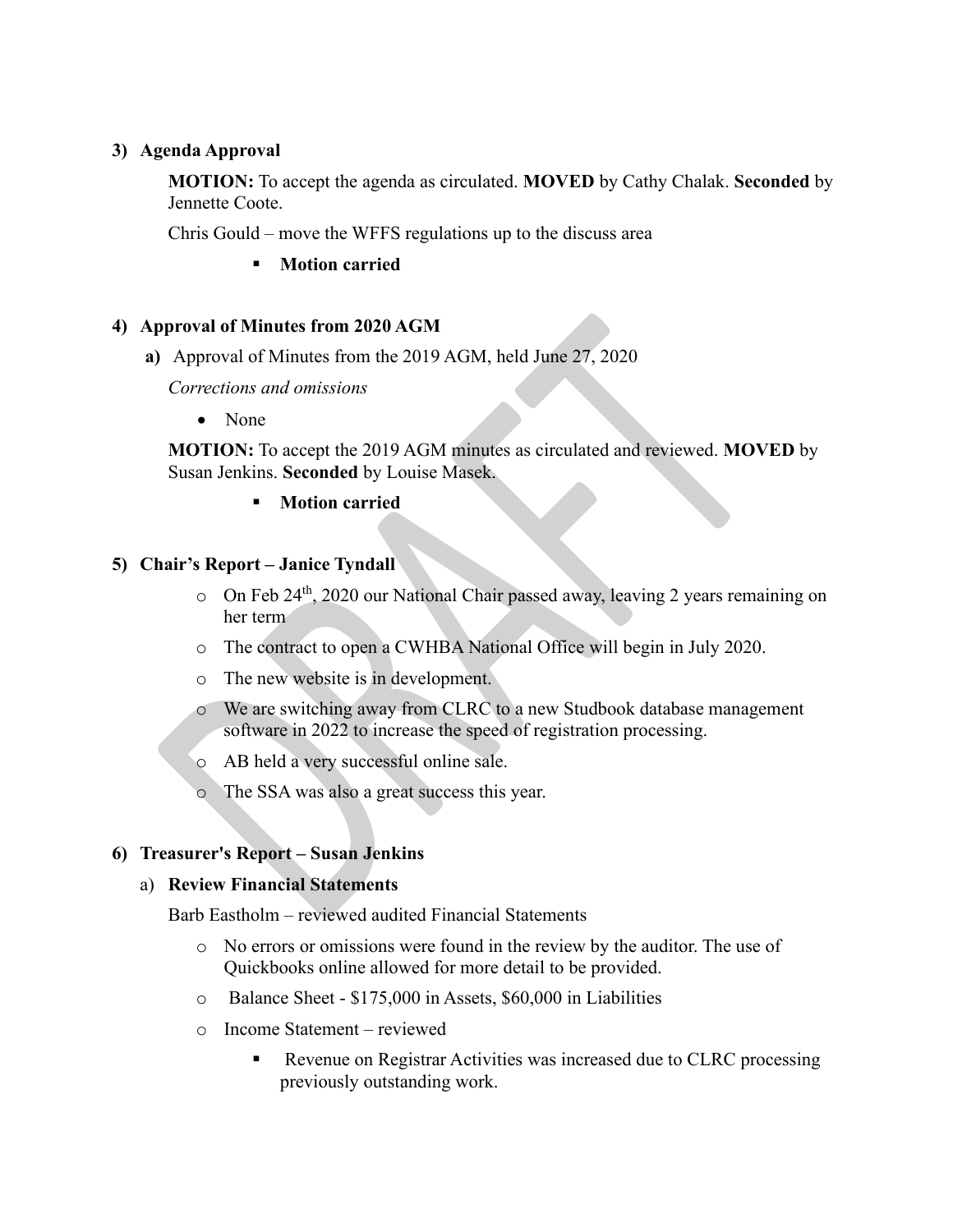### 3) Agenda Approval

**MOTION:** To accept the agenda as circulated. **MOVED** by Cathy Chalak. **Seconded** by Jennette Coote.

Chris Gould – move the WFFS regulations up to the discuss area

- **Motion carried**

### 4) Approval of Minutes from 2020 AGM

**a)** Approval of Minutes from the 2019 AGM, held June 27, 2020

*Corrections and omissions*

- None

**MOTION:** To accept the 2019 AGM minutes as circulated and reviewed. **MOVED** by Susan Jenkins. **Seconded** by Louise Masek.

- **Motion carried**

### 5) Chair's Report – Janice Tyndall

- On Feb 24th, 2020 our National Chair passed away, leaving 2 years remaining on her term
- The contract to open a CWHBA National Office will begin in July 2020.
- The new website is in development.
- We are switching away from CLRC to a new Studbook database management software in 2022 to increase the speed of registration processing.
- AB held a very successful online sale.
- The SSA was also a great success this year.

### 6) Treasurer's Report – Susan Jenkins

a) **Review Financial Statements**

Barb Eastholm – reviewed audited Financial Statements

- No errors or omissions were found in the review by the auditor. The use of Quickbooks online allowed for more detail to be provided.
- Balance Sheet - $175,000 in Assets, $60,000 in Liabilities
- Income Statement – reviewed
  - Revenue on Registrar Activities was increased due to CLRC processing previously outstanding work.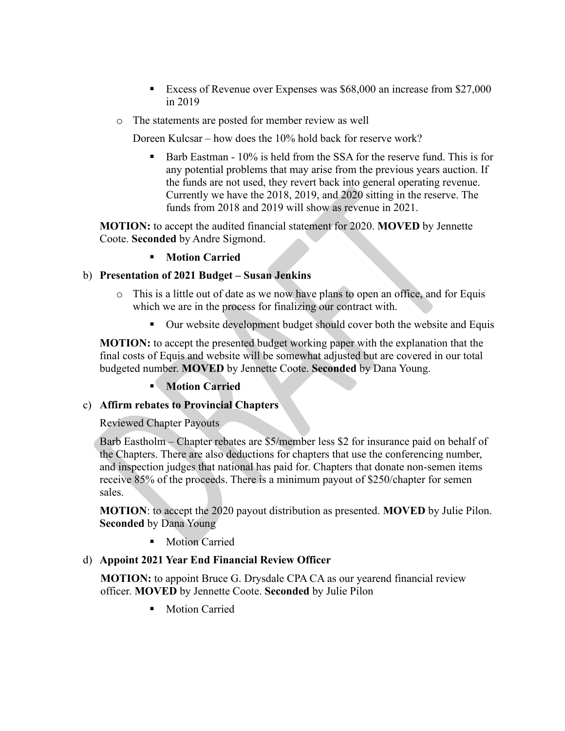- Excess of Revenue over Expenses was $68,000 an increase from $27,000 in 2019
- The statements are posted for member review as well

  Doreen Kulcsar – how does the 10% hold back for reserve work?

  - Barb Eastman - 10% is held from the SSA for the reserve fund. This is for any potential problems that may arise from the previous years auction. If the funds are not used, they revert back into general operating revenue. Currently we have the 2018, 2019, and 2020 sitting in the reserve. The funds from 2018 and 2019 will show as revenue in 2021.

**MOTION:** to accept the audited financial statement for 2020. **MOVED** by Jennette Coote. **Seconded** by Andre Sigmond.

- **Motion Carried**

b) **Presentation of 2021 Budget – Susan Jenkins**

- This is a little out of date as we now have plans to open an office, and for Equis which we are in the process for finalizing our contract with.
  - Our website development budget should cover both the website and Equis

**MOTION:** to accept the presented budget working paper with the explanation that the final costs of Equis and website will be somewhat adjusted but are covered in our total budgeted number. **MOVED** by Jennette Coote. **Seconded** by Dana Young.

- **Motion Carried**

c) **Affirm rebates to Provincial Chapters**

Reviewed Chapter Payouts

Barb Eastholm – Chapter rebates are $5/member less $2 for insurance paid on behalf of the Chapters. There are also deductions for chapters that use the conferencing number, and inspection judges that national has paid for. Chapters that donate non-semen items receive 85% of the proceeds. There is a minimum payout of $250/chapter for semen sales.

**MOTION**: to accept the 2020 payout distribution as presented. **MOVED** by Julie Pilon. **Seconded** by Dana Young

- Motion Carried

d) **Appoint 2021 Year End Financial Review Officer**

**MOTION:** to appoint Bruce G. Drysdale CPA CA as our yearend financial review officer. **MOVED** by Jennette Coote. **Seconded** by Julie Pilon

- Motion Carried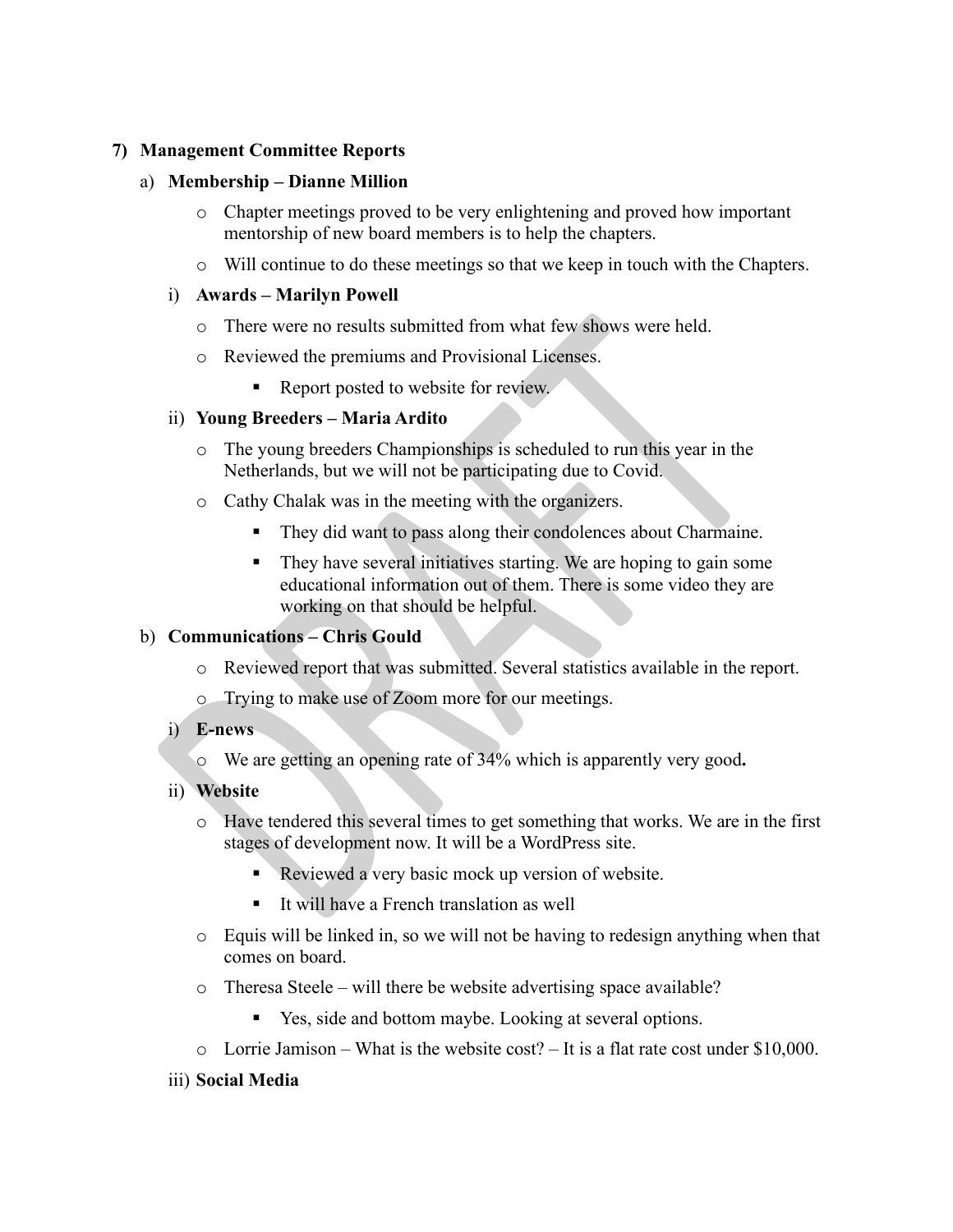**7) Management Committee Reports**

a) **Membership – Dianne Million**

- Chapter meetings proved to be very enlightening and proved how important mentorship of new board members is to help the chapters.
- Will continue to do these meetings so that we keep in touch with the Chapters.

i) **Awards – Marilyn Powell**

- There were no results submitted from what few shows were held.
- Reviewed the premiums and Provisional Licenses.
  - Report posted to website for review.

ii) **Young Breeders – Maria Ardito**

- The young breeders Championships is scheduled to run this year in the Netherlands, but we will not be participating due to Covid.
- Cathy Chalak was in the meeting with the organizers.
  - They did want to pass along their condolences about Charmaine.
  - They have several initiatives starting. We are hoping to gain some educational information out of them. There is some video they are working on that should be helpful.

b) **Communications – Chris Gould**

- Reviewed report that was submitted. Several statistics available in the report.
- Trying to make use of Zoom more for our meetings.

i) **E-news**

- We are getting an opening rate of 34% which is apparently very good**.**

ii) **Website**

- Have tendered this several times to get something that works. We are in the first stages of development now. It will be a WordPress site.
  - Reviewed a very basic mock up version of website.
  - It will have a French translation as well
- Equis will be linked in, so we will not be having to redesign anything when that comes on board.
- Theresa Steele – will there be website advertising space available?
  - Yes, side and bottom maybe. Looking at several options.
- Lorrie Jamison – What is the website cost? – It is a flat rate cost under $10,000.

iii) **Social Media**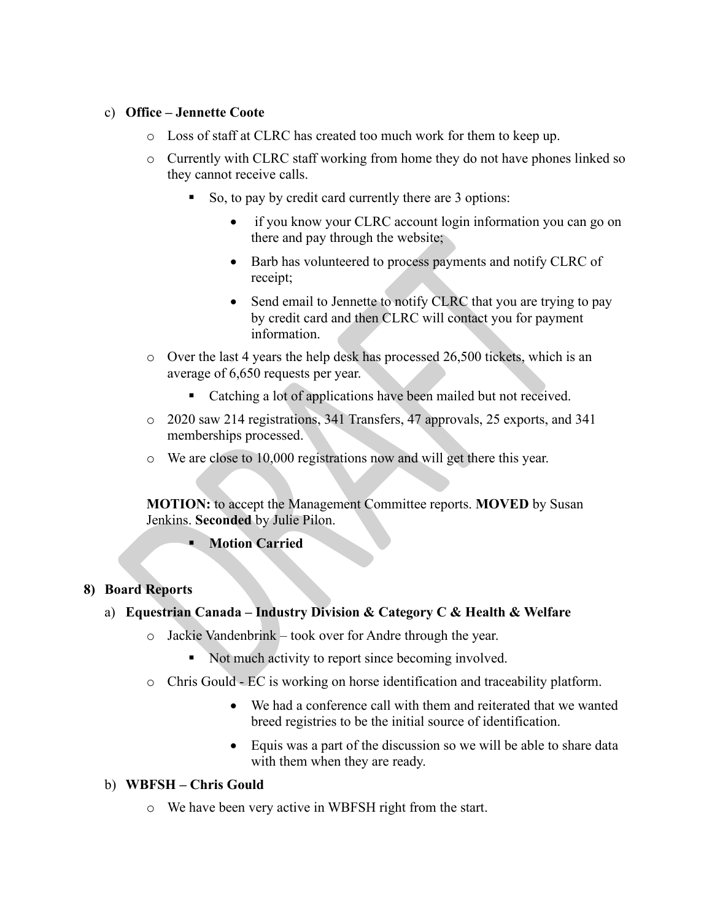c) **Office – Jennette Coote**

- Loss of staff at CLRC has created too much work for them to keep up.
- Currently with CLRC staff working from home they do not have phones linked so they cannot receive calls.
  - So, to pay by credit card currently there are 3 options:
    - if you know your CLRC account login information you can go on there and pay through the website;
    - Barb has volunteered to process payments and notify CLRC of receipt;
    - Send email to Jennette to notify CLRC that you are trying to pay by credit card and then CLRC will contact you for payment information.
- Over the last 4 years the help desk has processed 26,500 tickets, which is an average of 6,650 requests per year.
  - Catching a lot of applications have been mailed but not received.
- 2020 saw 214 registrations, 341 Transfers, 47 approvals, 25 exports, and 341 memberships processed.
- We are close to 10,000 registrations now and will get there this year.

**MOTION:** to accept the Management Committee reports. **MOVED** by Susan Jenkins. **Seconded** by Julie Pilon.

- **Motion Carried**

## 8) Board Reports

a) **Equestrian Canada – Industry Division & Category C & Health & Welfare**

- Jackie Vandenbrink – took over for Andre through the year.
  - Not much activity to report since becoming involved.
- Chris Gould - EC is working on horse identification and traceability platform.
  - We had a conference call with them and reiterated that we wanted breed registries to be the initial source of identification.
  - Equis was a part of the discussion so we will be able to share data with them when they are ready.

b) **WBFSH – Chris Gould**

- We have been very active in WBFSH right from the start.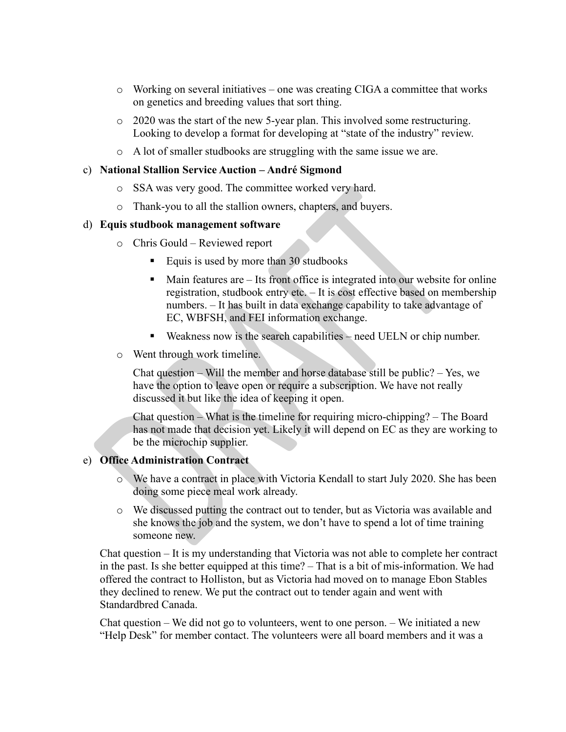- Working on several initiatives – one was creating CIGA a committee that works on genetics and breeding values that sort thing.
- 2020 was the start of the new 5-year plan. This involved some restructuring. Looking to develop a format for developing at "state of the industry" review.
- A lot of smaller studbooks are struggling with the same issue we are.

c) **National Stallion Service Auction – André Sigmond**

- SSA was very good. The committee worked very hard.
- Thank-you to all the stallion owners, chapters, and buyers.

d) **Equis studbook management software**

- Chris Gould – Reviewed report
  - Equis is used by more than 30 studbooks
  - Main features are – Its front office is integrated into our website for online registration, studbook entry etc. – It is cost effective based on membership numbers. – It has built in data exchange capability to take advantage of EC, WBFSH, and FEI information exchange.
  - Weakness now is the search capabilities – need UELN or chip number.
- Went through work timeline.

  Chat question – Will the member and horse database still be public? – Yes, we have the option to leave open or require a subscription. We have not really discussed it but like the idea of keeping it open.

  Chat question – What is the timeline for requiring micro-chipping? – The Board has not made that decision yet. Likely it will depend on EC as they are working to be the microchip supplier.

e) **Office Administration Contract**

- We have a contract in place with Victoria Kendall to start July 2020. She has been doing some piece meal work already.
- We discussed putting the contract out to tender, but as Victoria was available and she knows the job and the system, we don't have to spend a lot of time training someone new.

Chat question – It is my understanding that Victoria was not able to complete her contract in the past. Is she better equipped at this time? – That is a bit of mis-information. We had offered the contract to Holliston, but as Victoria had moved on to manage Ebon Stables they declined to renew. We put the contract out to tender again and went with Standardbred Canada.

Chat question – We did not go to volunteers, went to one person. – We initiated a new "Help Desk" for member contact. The volunteers were all board members and it was a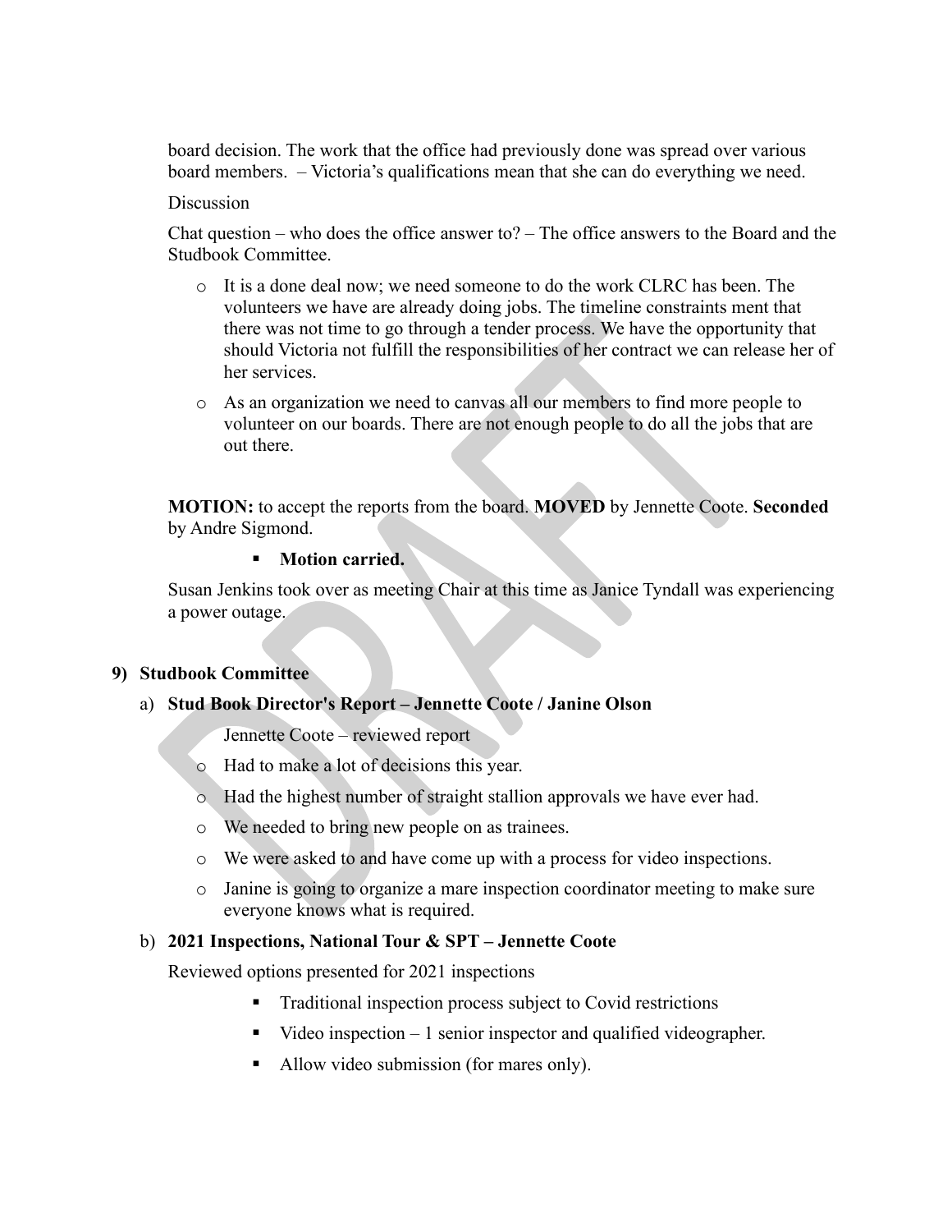board decision. The work that the office had previously done was spread over various board members. – Victoria's qualifications mean that she can do everything we need.

Discussion

Chat question – who does the office answer to? – The office answers to the Board and the Studbook Committee.

- It is a done deal now; we need someone to do the work CLRC has been. The volunteers we have are already doing jobs. The timeline constraints ment that there was not time to go through a tender process. We have the opportunity that should Victoria not fulfill the responsibilities of her contract we can release her of her services.
- As an organization we need to canvas all our members to find more people to volunteer on our boards. There are not enough people to do all the jobs that are out there.

**MOTION:** to accept the reports from the board. **MOVED** by Jennette Coote. **Seconded** by Andre Sigmond.

- **Motion carried.**

Susan Jenkins took over as meeting Chair at this time as Janice Tyndall was experiencing a power outage.

## 9) Studbook Committee

### a) Stud Book Director's Report – Jennette Coote / Janine Olson

Jennette Coote – reviewed report

- Had to make a lot of decisions this year.
- Had the highest number of straight stallion approvals we have ever had.
- We needed to bring new people on as trainees.
- We were asked to and have come up with a process for video inspections.
- Janine is going to organize a mare inspection coordinator meeting to make sure everyone knows what is required.

### b) 2021 Inspections, National Tour & SPT – Jennette Coote

Reviewed options presented for 2021 inspections

- Traditional inspection process subject to Covid restrictions
- Video inspection – 1 senior inspector and qualified videographer.
- Allow video submission (for mares only).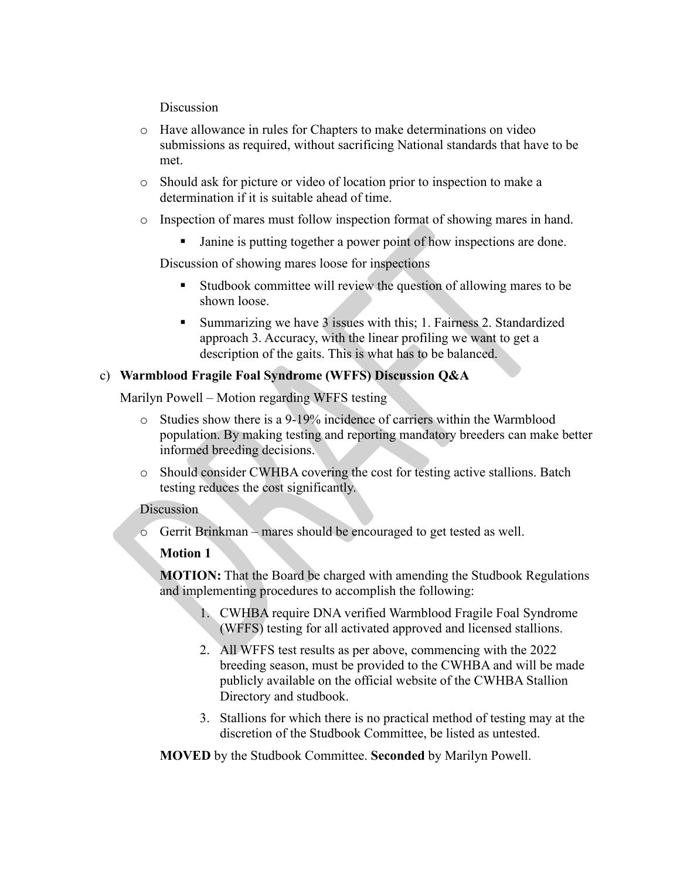Discussion

- Have allowance in rules for Chapters to make determinations on video submissions as required, without sacrificing National standards that have to be met.
- Should ask for picture or video of location prior to inspection to make a determination if it is suitable ahead of time.
- Inspection of mares must follow inspection format of showing mares in hand.
  - Janine is putting together a power point of how inspections are done.

Discussion of showing mares loose for inspections

  - Studbook committee will review the question of allowing mares to be shown loose.
  - Summarizing we have 3 issues with this; 1. Fairness 2. Standardized approach 3. Accuracy, with the linear profiling we want to get a description of the gaits. This is what has to be balanced.

c) **Warmblood Fragile Foal Syndrome (WFFS) Discussion Q&A**

Marilyn Powell – Motion regarding WFFS testing

- Studies show there is a 9-19% incidence of carriers within the Warmblood population. By making testing and reporting mandatory breeders can make better informed breeding decisions.
- Should consider CWHBA covering the cost for testing active stallions. Batch testing reduces the cost significantly.

Discussion

- Gerrit Brinkman – mares should be encouraged to get tested as well.

**Motion 1**

**MOTION:** That the Board be charged with amending the Studbook Regulations and implementing procedures to accomplish the following:

1. CWHBA require DNA verified Warmblood Fragile Foal Syndrome (WFFS) testing for all activated approved and licensed stallions.
2. All WFFS test results as per above, commencing with the 2022 breeding season, must be provided to the CWHBA and will be made publicly available on the official website of the CWHBA Stallion Directory and studbook.
3. Stallions for which there is no practical method of testing may at the discretion of the Studbook Committee, be listed as untested.

**MOVED** by the Studbook Committee. **Seconded** by Marilyn Powell.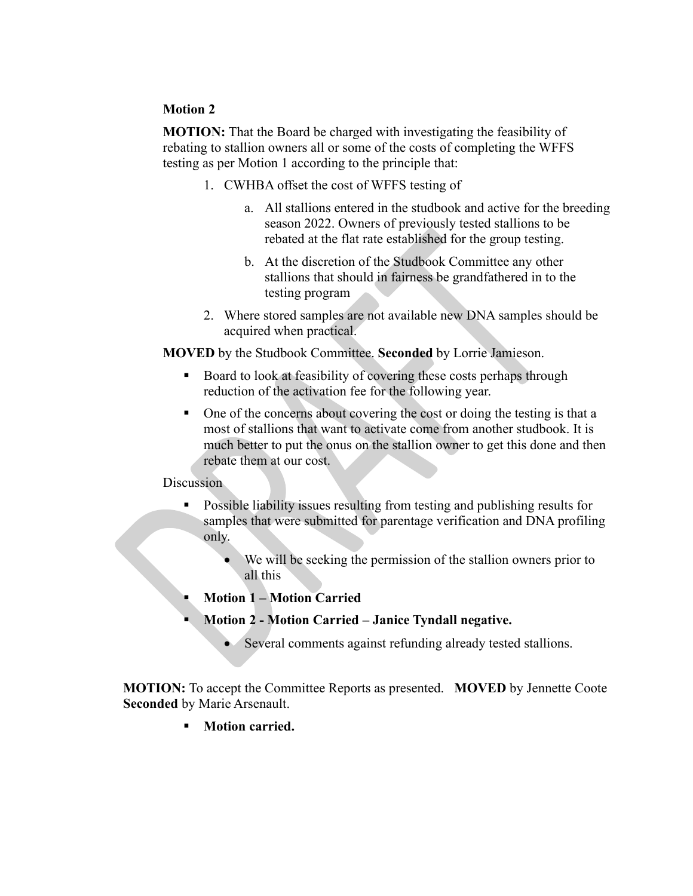**Motion 2**

**MOTION:** That the Board be charged with investigating the feasibility of rebating to stallion owners all or some of the costs of completing the WFFS testing as per Motion 1 according to the principle that:

1. CWHBA offset the cost of WFFS testing of
    a. All stallions entered in the studbook and active for the breeding season 2022. Owners of previously tested stallions to be rebated at the flat rate established for the group testing.
    b. At the discretion of the Studbook Committee any other stallions that should in fairness be grandfathered in to the testing program
2. Where stored samples are not available new DNA samples should be acquired when practical.

**MOVED** by the Studbook Committee. **Seconded** by Lorrie Jamieson.

- Board to look at feasibility of covering these costs perhaps through reduction of the activation fee for the following year.
- One of the concerns about covering the cost or doing the testing is that a most of stallions that want to activate come from another studbook. It is much better to put the onus on the stallion owner to get this done and then rebate them at our cost.

Discussion

- Possible liability issues resulting from testing and publishing results for samples that were submitted for parentage verification and DNA profiling only.
    - We will be seeking the permission of the stallion owners prior to all this
- **Motion 1 – Motion Carried**
- **Motion 2 - Motion Carried – Janice Tyndall negative.**
    - Several comments against refunding already tested stallions.

**MOTION:** To accept the Committee Reports as presented. **MOVED** by Jennette Coote **Seconded** by Marie Arsenault.

- **Motion carried.**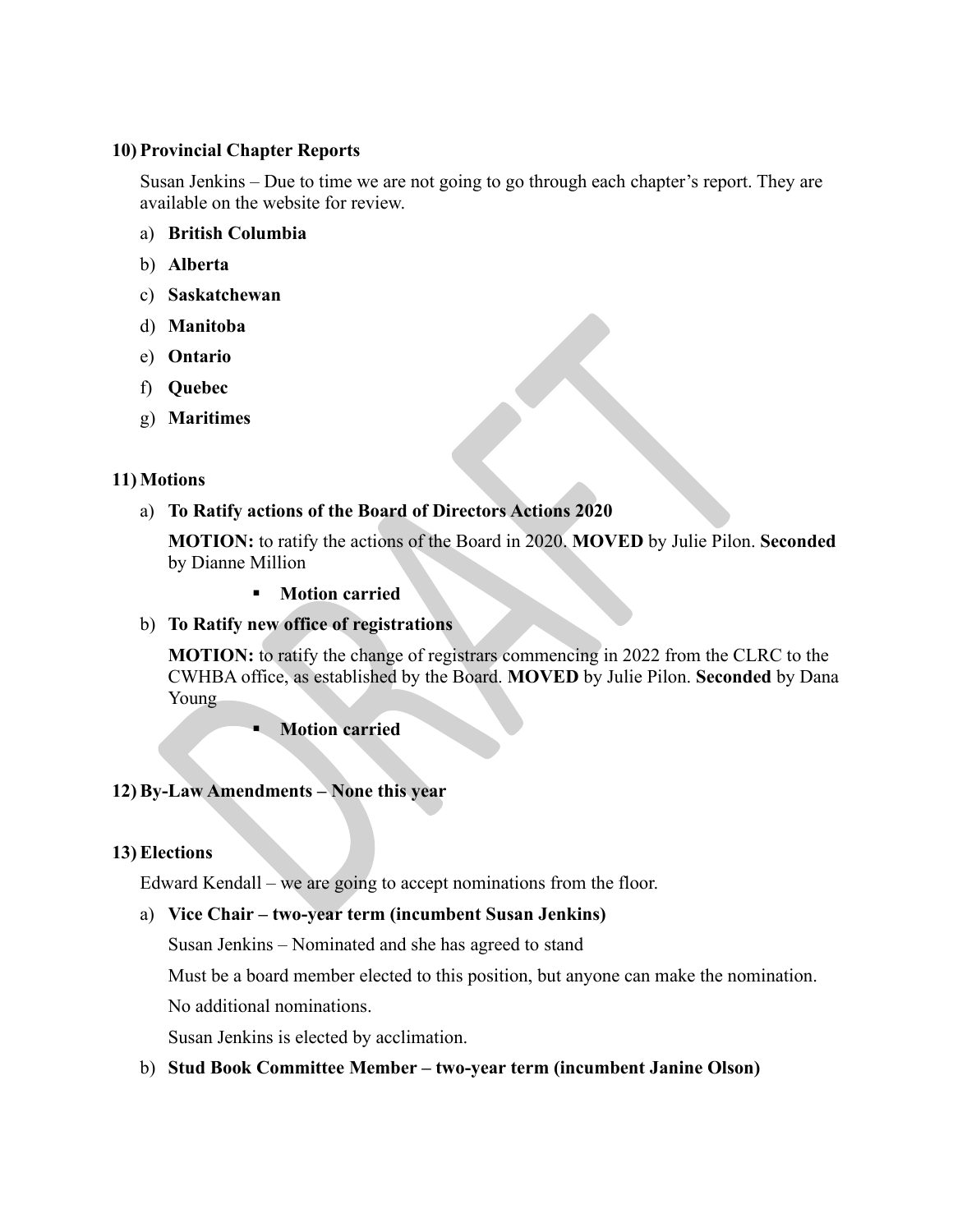## 10) Provincial Chapter Reports

Susan Jenkins – Due to time we are not going to go through each chapter's report. They are available on the website for review.

a) **British Columbia**

b) **Alberta**

c) **Saskatchewan**

d) **Manitoba**

e) **Ontario**

f) **Quebec**

g) **Maritimes**

## 11) Motions

a) **To Ratify actions of the Board of Directors Actions 2020**

**MOTION:** to ratify the actions of the Board in 2020. **MOVED** by Julie Pilon. **Seconded** by Dianne Million

- **Motion carried**

b) **To Ratify new office of registrations**

**MOTION:** to ratify the change of registrars commencing in 2022 from the CLRC to the CWHBA office, as established by the Board. **MOVED** by Julie Pilon. **Seconded** by Dana Young

- **Motion carried**

## 12) By-Law Amendments – None this year

## 13) Elections

Edward Kendall – we are going to accept nominations from the floor.

a) **Vice Chair – two-year term (incumbent Susan Jenkins)**

Susan Jenkins – Nominated and she has agreed to stand

Must be a board member elected to this position, but anyone can make the nomination.

No additional nominations.

Susan Jenkins is elected by acclimation.

b) **Stud Book Committee Member – two-year term (incumbent Janine Olson)**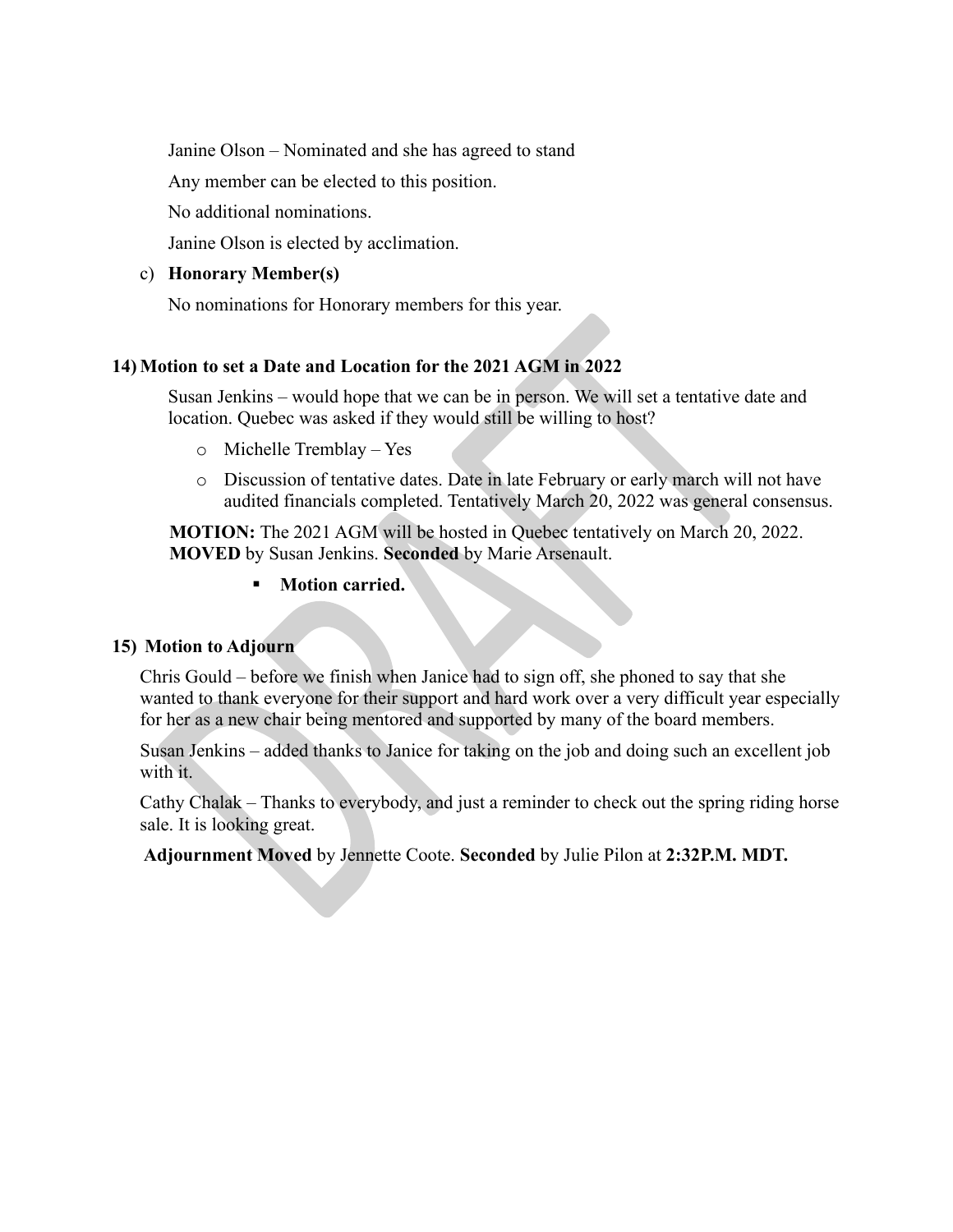Janine Olson – Nominated and she has agreed to stand

Any member can be elected to this position.

No additional nominations.

Janine Olson is elected by acclimation.

c) **Honorary Member(s)**

No nominations for Honorary members for this year.

**14) Motion to set a Date and Location for the 2021 AGM in 2022**

Susan Jenkins – would hope that we can be in person. We will set a tentative date and location. Quebec was asked if they would still be willing to host?

- Michelle Tremblay – Yes
- Discussion of tentative dates. Date in late February or early march will not have audited financials completed. Tentatively March 20, 2022 was general consensus.

**MOTION:** The 2021 AGM will be hosted in Quebec tentatively on March 20, 2022. **MOVED** by Susan Jenkins. **Seconded** by Marie Arsenault.

- **Motion carried.**

**15) Motion to Adjourn**

Chris Gould – before we finish when Janice had to sign off, she phoned to say that she wanted to thank everyone for their support and hard work over a very difficult year especially for her as a new chair being mentored and supported by many of the board members.

Susan Jenkins – added thanks to Janice for taking on the job and doing such an excellent job with it.

Cathy Chalak – Thanks to everybody, and just a reminder to check out the spring riding horse sale. It is looking great.

**Adjournment Moved** by Jennette Coote. **Seconded** by Julie Pilon at **2:32P.M. MDT.**